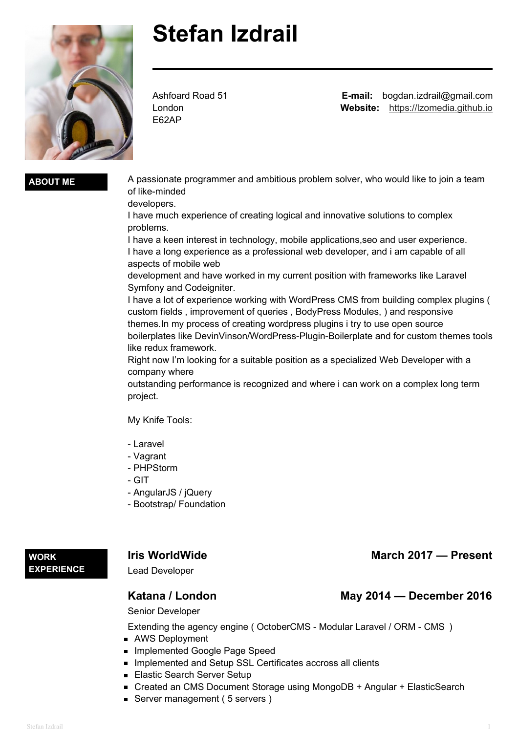# Stefan Izdrail

Ashfoard Road 51
London
E62AP

**E-mail:** bogdan.izdrail@gmail.com
**Website:** https://lzomedia.github.io

## ABOUT ME

A passionate programmer and ambitious problem solver, who would like to join a team of like-minded
developers.
I have much experience of creating logical and innovative solutions to complex problems.
I have a keen interest in technology, mobile applications,seo and user experience.
I have a long experience as a professional web developer, and i am capable of all aspects of mobile web
development and have worked in my current position with frameworks like Laravel Symfony and Codeigniter.
I have a lot of experience working with WordPress CMS from building complex plugins ( custom fields , improvement of queries , BodyPress Modules, ) and responsive themes.In my process of creating wordpress plugins i try to use open source boilerplates like DevinVinson/WordPress-Plugin-Boilerplate and for custom themes tools like redux framework.
Right now I'm looking for a suitable position as a specialized Web Developer with a company where
outstanding performance is recognized and where i can work on a complex long term project.

My Knife Tools:

- Laravel
- Vagrant
- PHPStorm
- GIT
- AngularJS / jQuery
- Bootstrap/ Foundation

## WORK EXPERIENCE

### Iris WorldWide — March 2017 — Present

Lead Developer

### Katana / London — May 2014 — December 2016

Senior Developer

Extending the agency engine ( OctoberCMS - Modular Laravel / ORM - CMS )

- AWS Deployment
- Implemented Google Page Speed
- Implemented and Setup SSL Certificates accross all clients
- Elastic Search Server Setup
- Created an CMS Document Storage using MongoDB + Angular + ElasticSearch
- Server management ( 5 servers )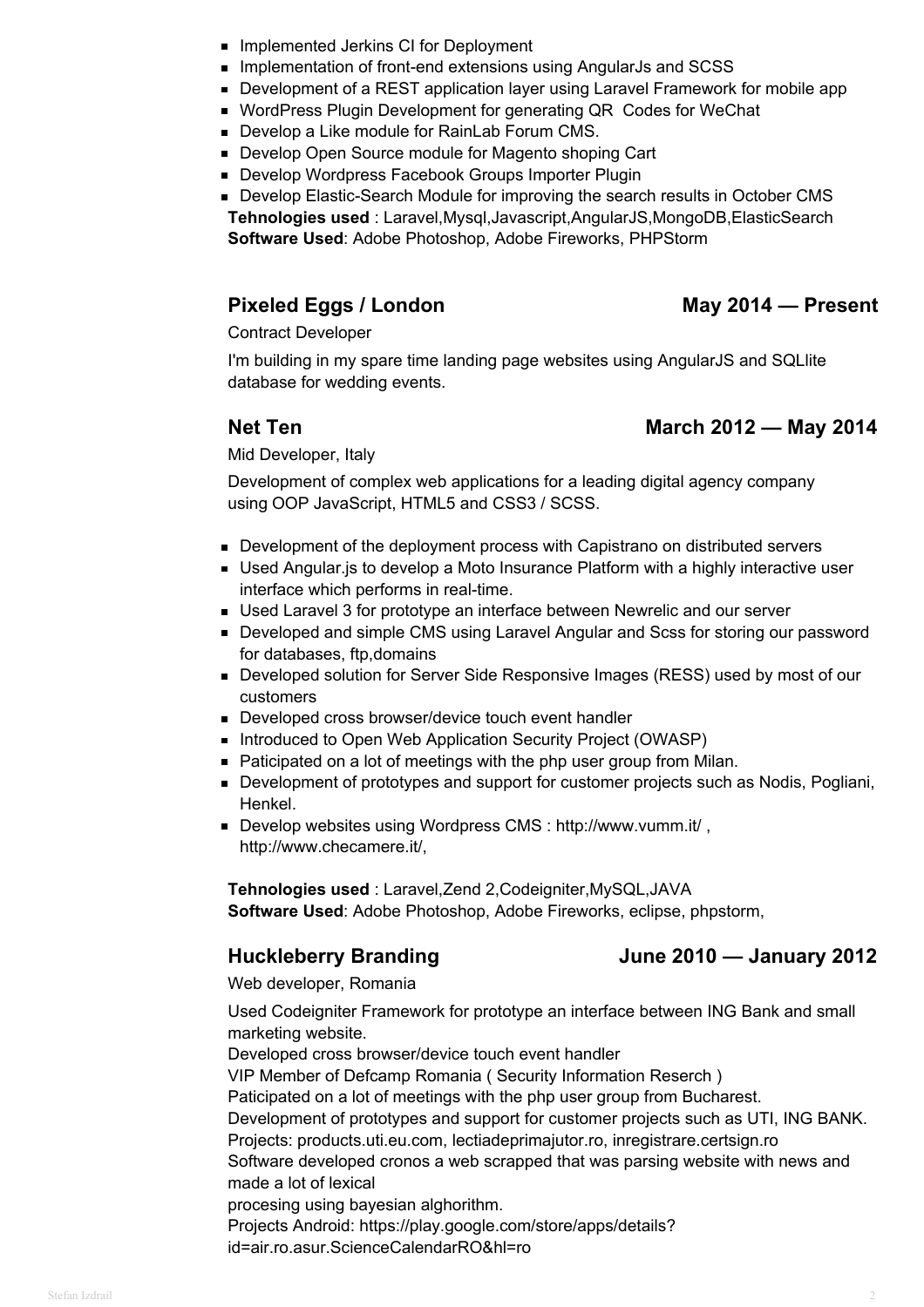- Implemented Jerkins CI for Deployment
- Implementation of front-end extensions using AngularJs and SCSS
- Development of a REST application layer using Laravel Framework for mobile app
- WordPress Plugin Development for generating QR Codes for WeChat
- Develop a Like module for RainLab Forum CMS.
- Develop Open Source module for Magento shoping Cart
- Develop Wordpress Facebook Groups Importer Plugin
- Develop Elastic-Search Module for improving the search results in October CMS

**Tehnologies used** : Laravel,Mysql,Javascript,AngularJS,MongoDB,ElasticSearch
**Software Used**: Adobe Photoshop, Adobe Fireworks, PHPStorm

### Pixeled Eggs / London — May 2014 — Present

Contract Developer

I'm building in my spare time landing page websites using AngularJS and SQLlite database for wedding events.

### Net Ten — March 2012 — May 2014

Mid Developer, Italy

Development of complex web applications for a leading digital agency company using OOP JavaScript, HTML5 and CSS3 / SCSS.

- Development of the deployment process with Capistrano on distributed servers
- Used Angular.js to develop a Moto Insurance Platform with a highly interactive user interface which performs in real-time.
- Used Laravel 3 for prototype an interface between Newrelic and our server
- Developed and simple CMS using Laravel Angular and Scss for storing our password for databases, ftp,domains
- Developed solution for Server Side Responsive Images (RESS) used by most of our customers
- Developed cross browser/device touch event handler
- Introduced to Open Web Application Security Project (OWASP)
- Paticipated on a lot of meetings with the php user group from Milan.
- Development of prototypes and support for customer projects such as Nodis, Pogliani, Henkel.
- Develop websites using Wordpress CMS : http://www.vumm.it/ , http://www.checamere.it/,

**Tehnologies used** : Laravel,Zend 2,Codeigniter,MySQL,JAVA
**Software Used**: Adobe Photoshop, Adobe Fireworks, eclipse, phpstorm,

### Huckleberry Branding — June 2010 — January 2012

Web developer, Romania

Used Codeigniter Framework for prototype an interface between ING Bank and small marketing website.
Developed cross browser/device touch event handler
VIP Member of Defcamp Romania ( Security Information Reserch )
Paticipated on a lot of meetings with the php user group from Bucharest.
Development of prototypes and support for customer projects such as UTI, ING BANK.
Projects: products.uti.eu.com, lectiadeprimajutor.ro, inregistrare.certsign.ro
Software developed cronos a web scrapped that was parsing website with news and made a lot of lexical
procesing using bayesian alghorithm.
Projects Android: https://play.google.com/store/apps/details?id=air.ro.asur.ScienceCalendarRO&hl=ro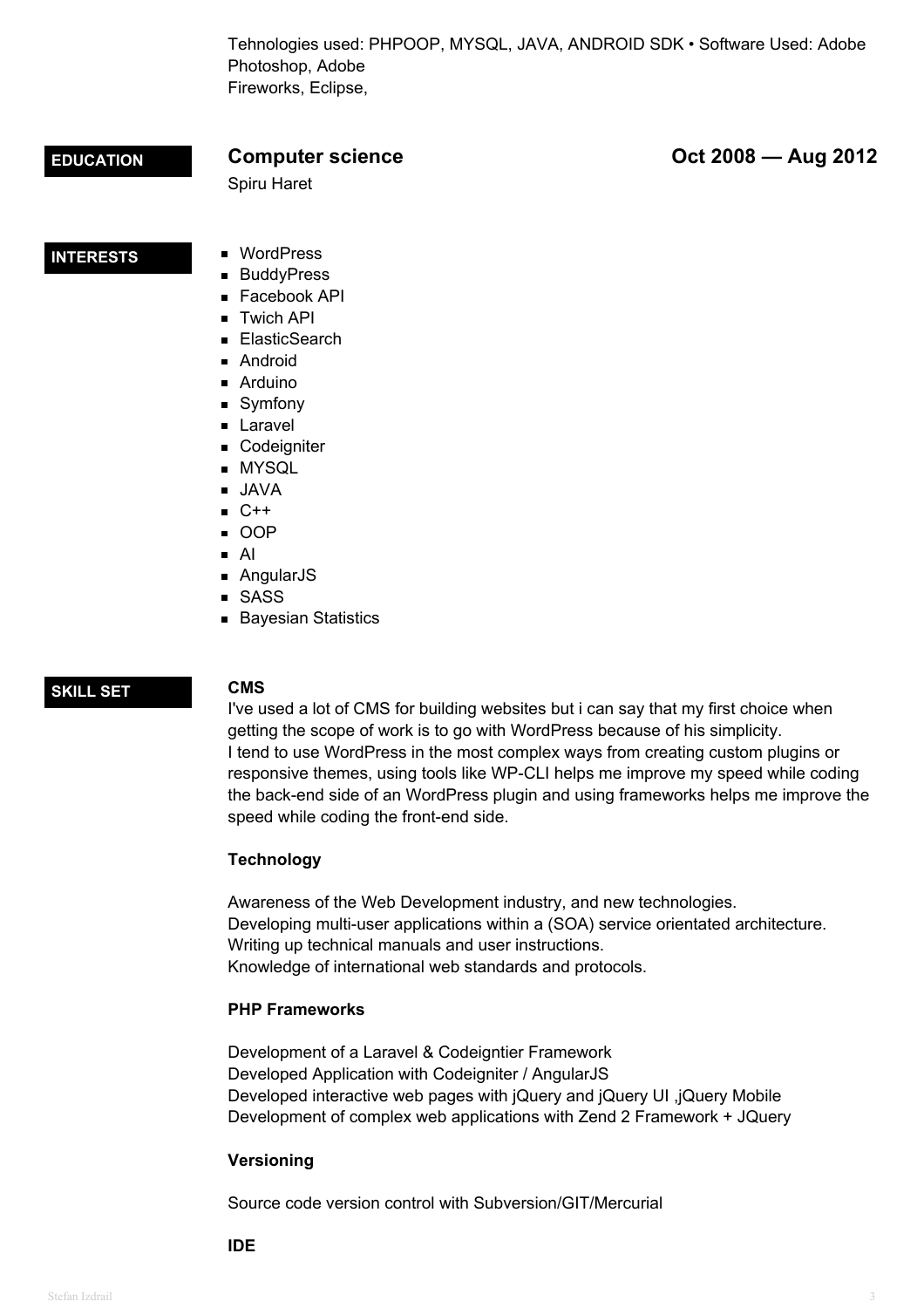Tehnologies used: PHPOOP, MYSQL, JAVA, ANDROID SDK • Software Used: Adobe Photoshop, Adobe
Fireworks, Eclipse,

## EDUCATION

**Computer science** — **Oct 2008 — Aug 2012**

Spiru Haret

## INTERESTS

- WordPress
- BuddyPress
- Facebook API
- Twich API
- ElasticSearch
- Android
- Arduino
- Symfony
- Laravel
- Codeigniter
- MYSQL
- JAVA
- C++
- OOP
- AI
- AngularJS
- SASS
- Bayesian Statistics

## SKILL SET

**CMS**

I've used a lot of CMS for building websites but i can say that my first choice when getting the scope of work is to go with WordPress because of his simplicity.
I tend to use WordPress in the most complex ways from creating custom plugins or responsive themes, using tools like WP-CLI helps me improve my speed while coding the back-end side of an WordPress plugin and using frameworks helps me improve the speed while coding the front-end side.

**Technology**

Awareness of the Web Development industry, and new technologies.
Developing multi-user applications within a (SOA) service orientated architecture.
Writing up technical manuals and user instructions.
Knowledge of international web standards and protocols.

**PHP Frameworks**

Development of a Laravel & Codeigntier Framework
Developed Application with Codeigniter / AngularJS
Developed interactive web pages with jQuery and jQuery UI ,jQuery Mobile
Development of complex web applications with Zend 2 Framework + JQuery

**Versioning**

Source code version control with Subversion/GIT/Mercurial

**IDE**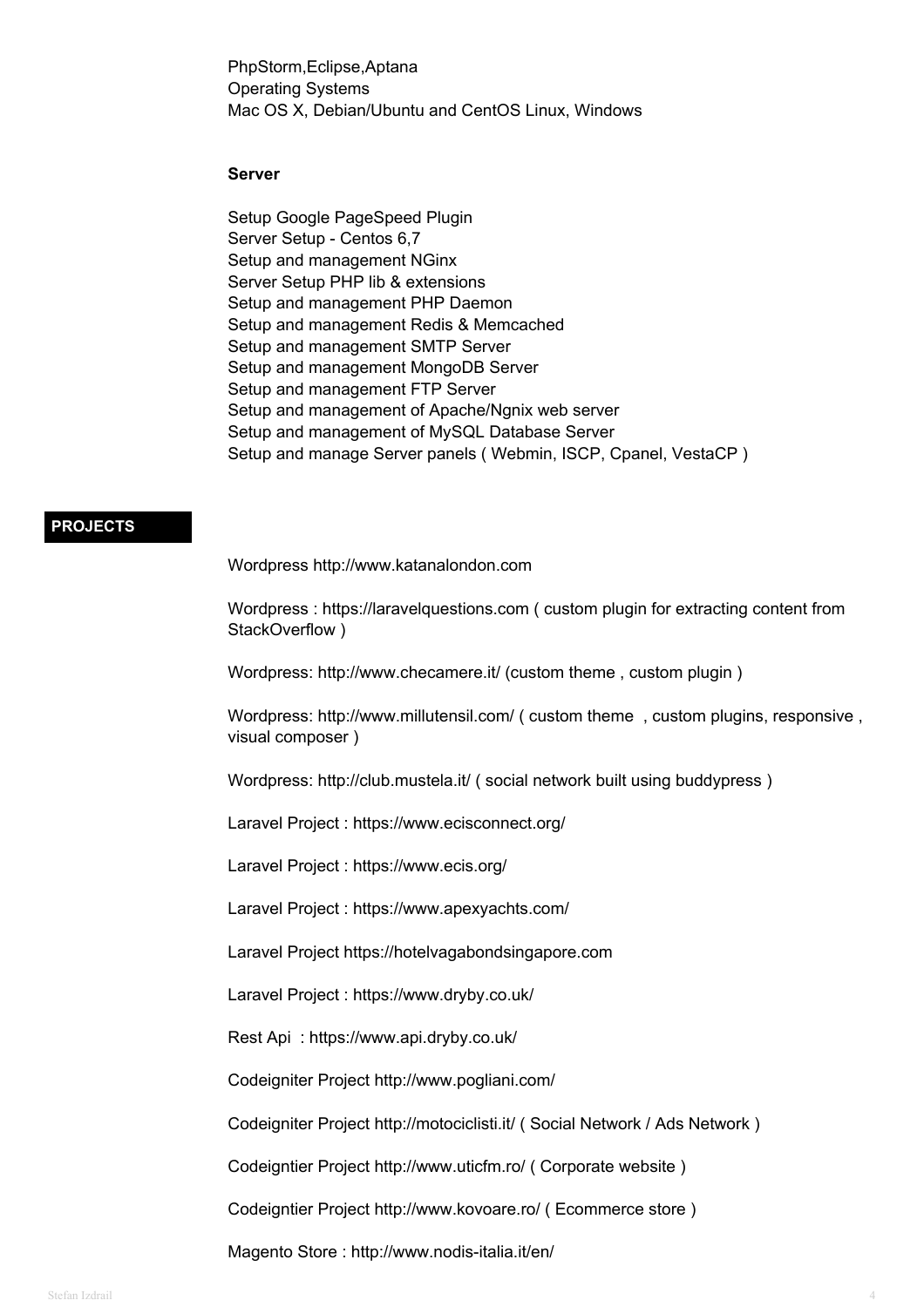PhpStorm,Eclipse,Aptana
Operating Systems
Mac OS X, Debian/Ubuntu and CentOS Linux, Windows

**Server**

Setup Google PageSpeed Plugin
Server Setup - Centos 6,7
Setup and management NGinx
Server Setup PHP lib & extensions
Setup and management PHP Daemon
Setup and management Redis & Memcached
Setup and management SMTP Server
Setup and management MongoDB Server
Setup and management FTP Server
Setup and management of Apache/Ngnix web server
Setup and management of MySQL Database Server
Setup and manage Server panels ( Webmin, ISCP, Cpanel, VestaCP )

## PROJECTS

Wordpress http://www.katanalondon.com

Wordpress : https://laravelquestions.com ( custom plugin for extracting content from StackOverflow )

Wordpress: http://www.checamere.it/ (custom theme , custom plugin )

Wordpress: http://www.millutensil.com/ ( custom theme , custom plugins, responsive , visual composer )

Wordpress: http://club.mustela.it/ ( social network built using buddypress )

Laravel Project : https://www.ecisconnect.org/

Laravel Project : https://www.ecis.org/

Laravel Project : https://www.apexyachts.com/

Laravel Project https://hotelvagabondsingapore.com

Laravel Project : https://www.dryby.co.uk/

Rest Api : https://www.api.dryby.co.uk/

Codeigniter Project http://www.pogliani.com/

Codeigniter Project http://motociclisti.it/ ( Social Network / Ads Network )

Codeigntier Project http://www.uticfm.ro/ ( Corporate website )

Codeigntier Project http://www.kovoare.ro/ ( Ecommerce store )

Magento Store : http://www.nodis-italia.it/en/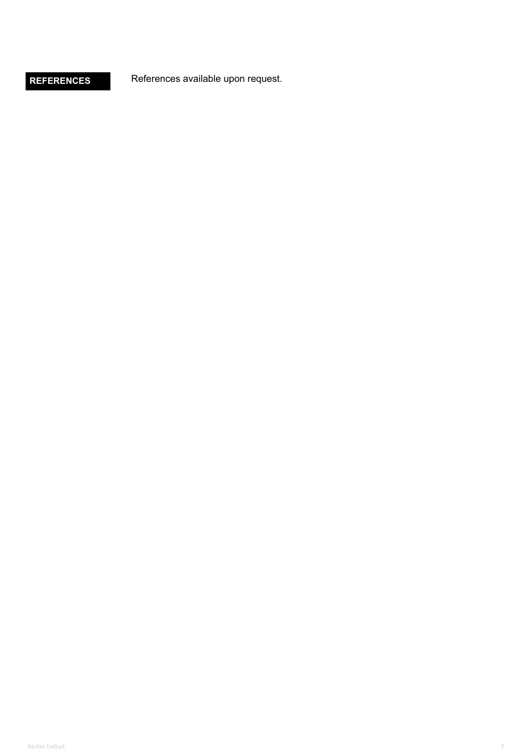## REFERENCES

References available upon request.